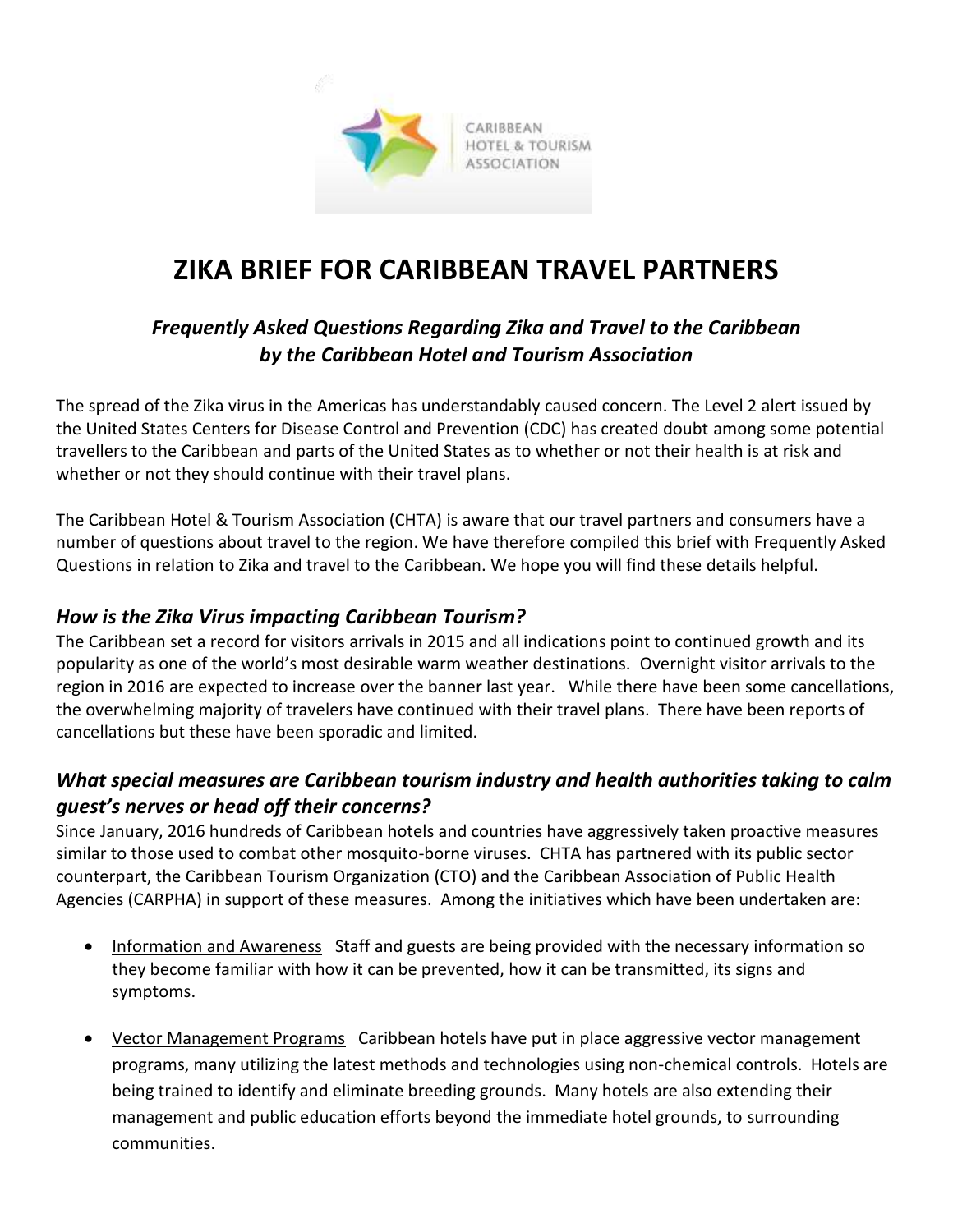CARIBBEAN HOTEL & TOURISM ASSOCIATION

# ZIKA BRIEF FOR CARIBBEAN TRAVEL PARTNERS

### *Frequently Asked Questions Regarding Zika and Travel to the Caribbean by the Caribbean Hotel and Tourism Association*

The spread of the Zika virus in the Americas has understandably caused concern. The Level 2 alert issued by the United States Centers for Disease Control and Prevention (CDC) has created doubt among some potential travellers to the Caribbean and parts of the United States as to whether or not their health is at risk and whether or not they should continue with their travel plans.

The Caribbean Hotel & Tourism Association (CHTA) is aware that our travel partners and consumers have a number of questions about travel to the region. We have therefore compiled this brief with Frequently Asked Questions in relation to Zika and travel to the Caribbean. We hope you will find these details helpful.

## *How is the Zika Virus impacting Caribbean Tourism?*

The Caribbean set a record for visitors arrivals in 2015 and all indications point to continued growth and its popularity as one of the world's most desirable warm weather destinations. Overnight visitor arrivals to the region in 2016 are expected to increase over the banner last year. While there have been some cancellations, the overwhelming majority of travelers have continued with their travel plans. There have been reports of cancellations but these have been sporadic and limited.

## *What special measures are Caribbean tourism industry and health authorities taking to calm guest's nerves or head off their concerns?*

Since January, 2016 hundreds of Caribbean hotels and countries have aggressively taken proactive measures similar to those used to combat other mosquito-borne viruses. CHTA has partnered with its public sector counterpart, the Caribbean Tourism Organization (CTO) and the Caribbean Association of Public Health Agencies (CARPHA) in support of these measures. Among the initiatives which have been undertaken are:

- <u>Information and Awareness</u> Staff and guests are being provided with the necessary information so they become familiar with how it can be prevented, how it can be transmitted, its signs and symptoms.

- <u>Vector Management Programs</u> Caribbean hotels have put in place aggressive vector management programs, many utilizing the latest methods and technologies using non-chemical controls. Hotels are being trained to identify and eliminate breeding grounds. Many hotels are also extending their management and public education efforts beyond the immediate hotel grounds, to surrounding communities.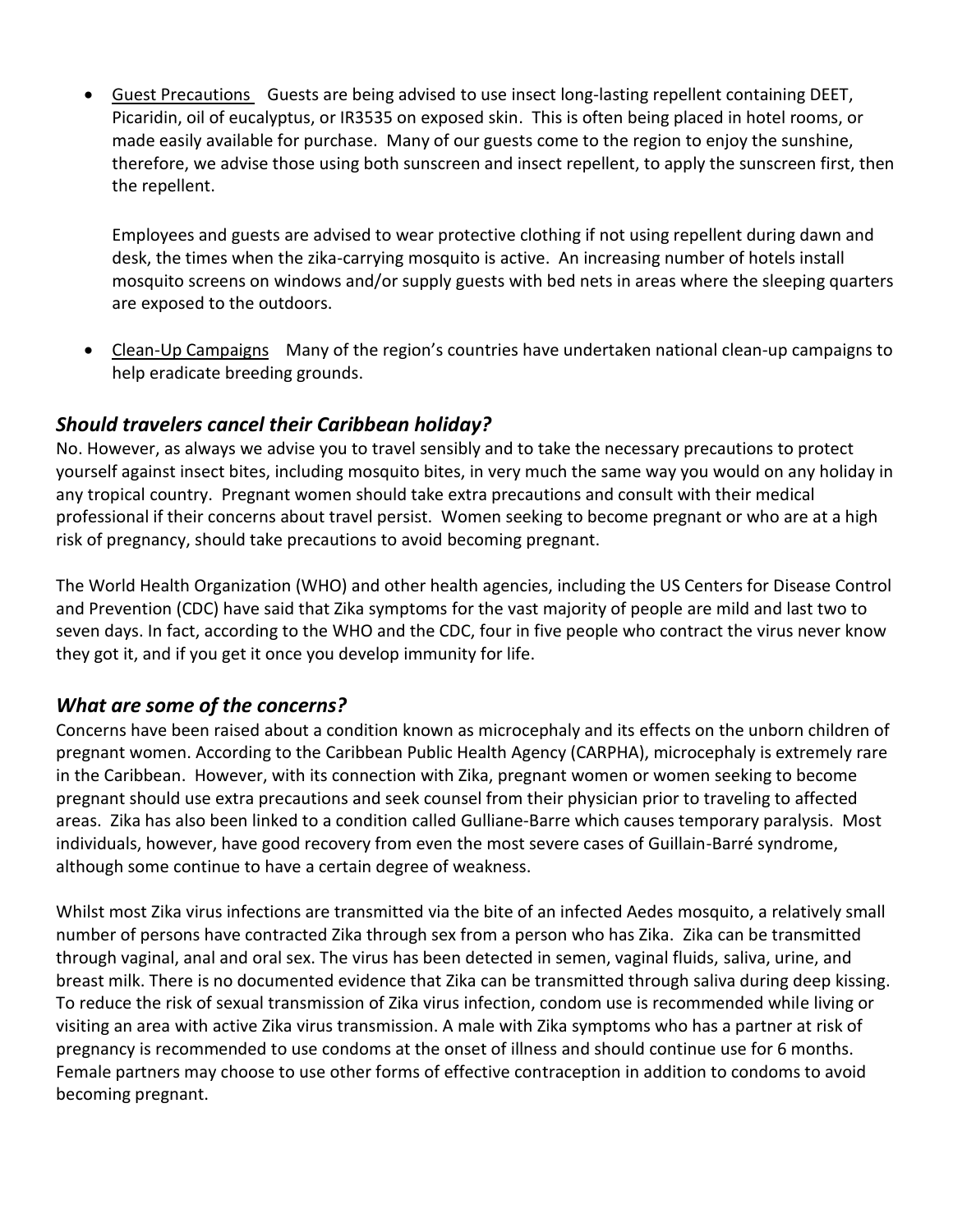- Guest Precautions   Guests are being advised to use insect long-lasting repellent containing DEET, Picaridin, oil of eucalyptus, or IR3535 on exposed skin.  This is often being placed in hotel rooms, or made easily available for purchase.  Many of our guests come to the region to enjoy the sunshine, therefore, we advise those using both sunscreen and insect repellent, to apply the sunscreen first, then the repellent.

  Employees and guests are advised to wear protective clothing if not using repellent during dawn and desk, the times when the zika-carrying mosquito is active.  An increasing number of hotels install mosquito screens on windows and/or supply guests with bed nets in areas where the sleeping quarters are exposed to the outdoors.

- Clean-Up Campaigns   Many of the region's countries have undertaken national clean-up campaigns to help eradicate breeding grounds.

## *Should travelers cancel their Caribbean holiday?*

No. However, as always we advise you to travel sensibly and to take the necessary precautions to protect yourself against insect bites, including mosquito bites, in very much the same way you would on any holiday in any tropical country.  Pregnant women should take extra precautions and consult with their medical professional if their concerns about travel persist.  Women seeking to become pregnant or who are at a high risk of pregnancy, should take precautions to avoid becoming pregnant.

The World Health Organization (WHO) and other health agencies, including the US Centers for Disease Control and Prevention (CDC) have said that Zika symptoms for the vast majority of people are mild and last two to seven days. In fact, according to the WHO and the CDC, four in five people who contract the virus never know they got it, and if you get it once you develop immunity for life.

## *What are some of the concerns?*

Concerns have been raised about a condition known as microcephaly and its effects on the unborn children of pregnant women. According to the Caribbean Public Health Agency (CARPHA), microcephaly is extremely rare in the Caribbean.  However, with its connection with Zika, pregnant women or women seeking to become pregnant should use extra precautions and seek counsel from their physician prior to traveling to affected areas.  Zika has also been linked to a condition called Gulliane-Barre which causes temporary paralysis.  Most individuals, however, have good recovery from even the most severe cases of Guillain-Barré syndrome, although some continue to have a certain degree of weakness.

Whilst most Zika virus infections are transmitted via the bite of an infected Aedes mosquito, a relatively small number of persons have contracted Zika through sex from a person who has Zika.  Zika can be transmitted through vaginal, anal and oral sex. The virus has been detected in semen, vaginal fluids, saliva, urine, and breast milk. There is no documented evidence that Zika can be transmitted through saliva during deep kissing. To reduce the risk of sexual transmission of Zika virus infection, condom use is recommended while living or visiting an area with active Zika virus transmission. A male with Zika symptoms who has a partner at risk of pregnancy is recommended to use condoms at the onset of illness and should continue use for 6 months. Female partners may choose to use other forms of effective contraception in addition to condoms to avoid becoming pregnant.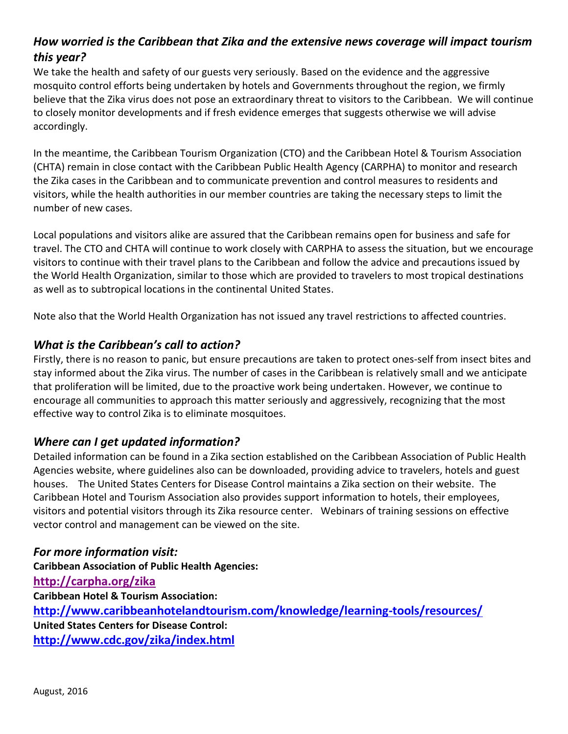### *How worried is the Caribbean that Zika and the extensive news coverage will impact tourism this year?*

We take the health and safety of our guests very seriously. Based on the evidence and the aggressive mosquito control efforts being undertaken by hotels and Governments throughout the region, we firmly believe that the Zika virus does not pose an extraordinary threat to visitors to the Caribbean. We will continue to closely monitor developments and if fresh evidence emerges that suggests otherwise we will advise accordingly.

In the meantime, the Caribbean Tourism Organization (CTO) and the Caribbean Hotel & Tourism Association (CHTA) remain in close contact with the Caribbean Public Health Agency (CARPHA) to monitor and research the Zika cases in the Caribbean and to communicate prevention and control measures to residents and visitors, while the health authorities in our member countries are taking the necessary steps to limit the number of new cases.

Local populations and visitors alike are assured that the Caribbean remains open for business and safe for travel. The CTO and CHTA will continue to work closely with CARPHA to assess the situation, but we encourage visitors to continue with their travel plans to the Caribbean and follow the advice and precautions issued by the World Health Organization, similar to those which are provided to travelers to most tropical destinations as well as to subtropical locations in the continental United States.

Note also that the World Health Organization has not issued any travel restrictions to affected countries.

### *What is the Caribbean's call to action?*

Firstly, there is no reason to panic, but ensure precautions are taken to protect ones-self from insect bites and stay informed about the Zika virus. The number of cases in the Caribbean is relatively small and we anticipate that proliferation will be limited, due to the proactive work being undertaken. However, we continue to encourage all communities to approach this matter seriously and aggressively, recognizing that the most effective way to control Zika is to eliminate mosquitoes.

### *Where can I get updated information?*

Detailed information can be found in a Zika section established on the Caribbean Association of Public Health Agencies website, where guidelines also can be downloaded, providing advice to travelers, hotels and guest houses. The United States Centers for Disease Control maintains a Zika section on their website. The Caribbean Hotel and Tourism Association also provides support information to hotels, their employees, visitors and potential visitors through its Zika resource center. Webinars of training sessions on effective vector control and management can be viewed on the site.

### *For more information visit:*

**Caribbean Association of Public Health Agencies:**

**http://carpha.org/zika**

**Caribbean Hotel & Tourism Association:**

**http://www.caribbeanhotelandtourism.com/knowledge/learning-tools/resources/**

**United States Centers for Disease Control:**

**http://www.cdc.gov/zika/index.html**

August, 2016